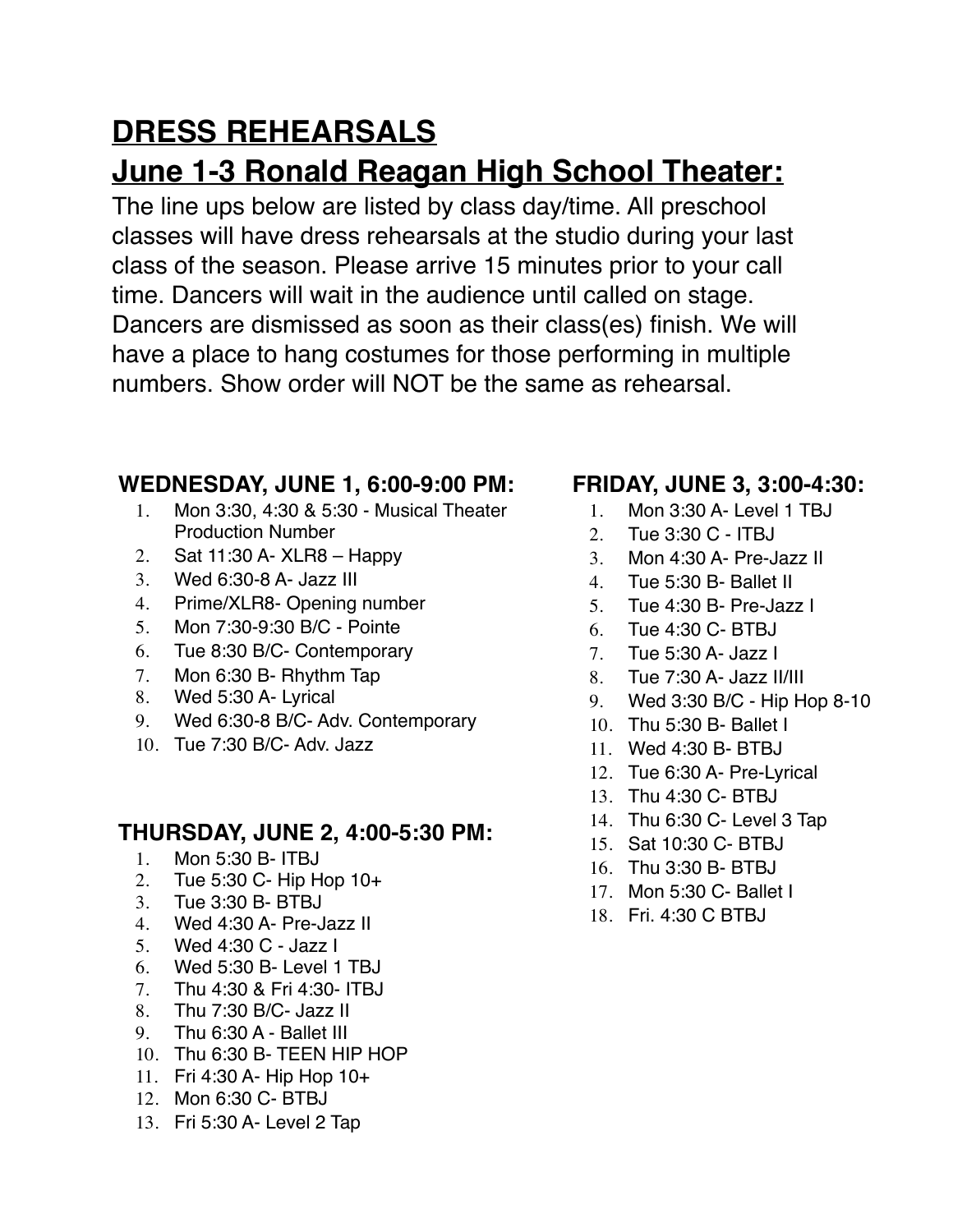# DRESS REHEARSALS

# June 1-3 Ronald Reagan High School Theater:

The line ups below are listed by class day/time. All preschool classes will have dress rehearsals at the studio during your last class of the season. Please arrive 15 minutes prior to your call time. Dancers will wait in the audience until called on stage. Dancers are dismissed as soon as their class(es) finish. We will have a place to hang costumes for those performing in multiple numbers. Show order will NOT be the same as rehearsal.

### WEDNESDAY, JUNE 1, 6:00-9:00 PM:

1. Mon 3:30, 4:30 & 5:30 - Musical Theater Production Number
2. Sat 11:30 A- XLR8 – Happy
3. Wed 6:30-8 A- Jazz III
4. Prime/XLR8- Opening number
5. Mon 7:30-9:30 B/C - Pointe
6. Tue 8:30 B/C- Contemporary
7. Mon 6:30 B- Rhythm Tap
8. Wed 5:30 A- Lyrical
9. Wed 6:30-8 B/C- Adv. Contemporary
10. Tue 7:30 B/C- Adv. Jazz

### THURSDAY, JUNE 2, 4:00-5:30 PM:

1. Mon 5:30 B- ITBJ
2. Tue 5:30 C- Hip Hop 10+
3. Tue 3:30 B- BTBJ
4. Wed 4:30 A- Pre-Jazz II
5. Wed 4:30 C - Jazz I
6. Wed 5:30 B- Level 1 TBJ
7. Thu 4:30 & Fri 4:30- ITBJ
8. Thu 7:30 B/C- Jazz II
9. Thu 6:30 A - Ballet III
10. Thu 6:30 B- TEEN HIP HOP
11. Fri 4:30 A- Hip Hop 10+
12. Mon 6:30 C- BTBJ
13. Fri 5:30 A- Level 2 Tap

### FRIDAY, JUNE 3, 3:00-4:30:

1. Mon 3:30 A- Level 1 TBJ
2. Tue 3:30 C - ITBJ
3. Mon 4:30 A- Pre-Jazz II
4. Tue 5:30 B- Ballet II
5. Tue 4:30 B- Pre-Jazz I
6. Tue 4:30 C- BTBJ
7. Tue 5:30 A- Jazz I
8. Tue 7:30 A- Jazz II/III
9. Wed 3:30 B/C - Hip Hop 8-10
10. Thu 5:30 B- Ballet I
11. Wed 4:30 B- BTBJ
12. Tue 6:30 A- Pre-Lyrical
13. Thu 4:30 C- BTBJ
14. Thu 6:30 C- Level 3 Tap
15. Sat 10:30 C- BTBJ
16. Thu 3:30 B- BTBJ
17. Mon 5:30 C- Ballet I
18. Fri. 4:30 C BTBJ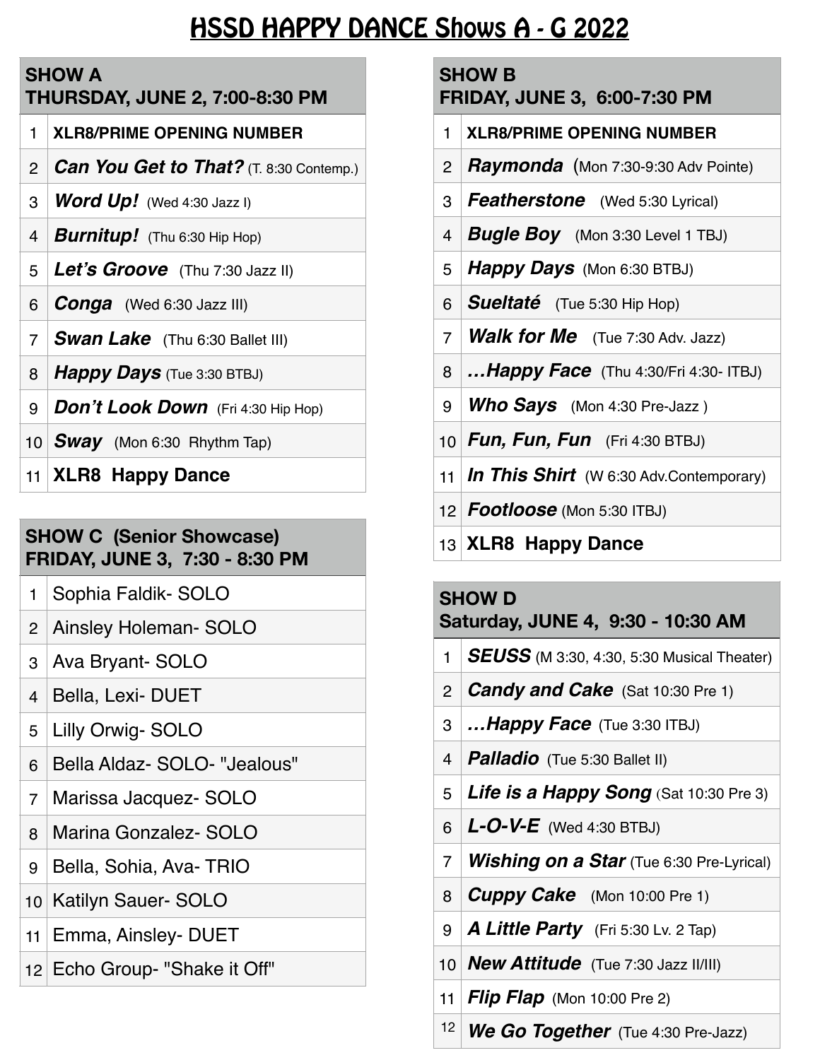# HSSD HAPPY DANCE Shows A - G 2022

| SHOW A<br>THURSDAY, JUNE 2, 7:00-8:30 PM | |
|---|---|
| 1 | **XLR8/PRIME OPENING NUMBER** |
| 2 | ***Can You Get to That?*** (T. 8:30 Contemp.) |
| 3 | ***Word Up!*** (Wed 4:30 Jazz I) |
| 4 | ***Burnitup!*** (Thu 6:30 Hip Hop) |
| 5 | ***Let's Groove*** (Thu 7:30 Jazz II) |
| 6 | ***Conga*** (Wed 6:30 Jazz III) |
| 7 | ***Swan Lake*** (Thu 6:30 Ballet III) |
| 8 | ***Happy Days*** (Tue 3:30 BTBJ) |
| 9 | ***Don't Look Down*** (Fri 4:30 Hip Hop) |
| 10 | ***Sway*** (Mon 6:30 Rhythm Tap) |
| 11 | **XLR8 Happy Dance** |

| SHOW C (Senior Showcase)<br>FRIDAY, JUNE 3, 7:30 - 8:30 PM | |
|---|---|
| 1 | Sophia Faldik- SOLO |
| 2 | Ainsley Holeman- SOLO |
| 3 | Ava Bryant- SOLO |
| 4 | Bella, Lexi- DUET |
| 5 | Lilly Orwig- SOLO |
| 6 | Bella Aldaz- SOLO- "Jealous" |
| 7 | Marissa Jacquez- SOLO |
| 8 | Marina Gonzalez- SOLO |
| 9 | Bella, Sohia, Ava- TRIO |
| 10 | Katilyn Sauer- SOLO |
| 11 | Emma, Ainsley- DUET |
| 12 | Echo Group- "Shake it Off" |

| SHOW B<br>FRIDAY, JUNE 3, 6:00-7:30 PM | |
|---|---|
| 1 | **XLR8/PRIME OPENING NUMBER** |
| 2 | ***Raymonda*** (Mon 7:30-9:30 Adv Pointe) |
| 3 | ***Featherstone*** (Wed 5:30 Lyrical) |
| 4 | ***Bugle Boy*** (Mon 3:30 Level 1 TBJ) |
| 5 | ***Happy Days*** (Mon 6:30 BTBJ) |
| 6 | ***Sueltaté*** (Tue 5:30 Hip Hop) |
| 7 | ***Walk for Me*** (Tue 7:30 Adv. Jazz) |
| 8 | ***…Happy Face*** (Thu 4:30/Fri 4:30- ITBJ) |
| 9 | ***Who Says*** (Mon 4:30 Pre-Jazz ) |
| 10 | ***Fun, Fun, Fun*** (Fri 4:30 BTBJ) |
| 11 | ***In This Shirt*** (W 6:30 Adv.Contemporary) |
| 12 | ***Footloose*** (Mon 5:30 ITBJ) |
| 13 | **XLR8 Happy Dance** |

| SHOW D<br>Saturday, JUNE 4, 9:30 - 10:30 AM | |
|---|---|
| 1 | ***SEUSS*** (M 3:30, 4:30, 5:30 Musical Theater) |
| 2 | ***Candy and Cake*** (Sat 10:30 Pre 1) |
| 3 | ***…Happy Face*** (Tue 3:30 ITBJ) |
| 4 | ***Palladio*** (Tue 5:30 Ballet II) |
| 5 | ***Life is a Happy Song*** (Sat 10:30 Pre 3) |
| 6 | ***L-O-V-E*** (Wed 4:30 BTBJ) |
| 7 | ***Wishing on a Star*** (Tue 6:30 Pre-Lyrical) |
| 8 | ***Cuppy Cake*** (Mon 10:00 Pre 1) |
| 9 | ***A Little Party*** (Fri 5:30 Lv. 2 Tap) |
| 10 | ***New Attitude*** (Tue 7:30 Jazz II/III) |
| 11 | ***Flip Flap*** (Mon 10:00 Pre 2) |
| 12 | ***We Go Together*** (Tue 4:30 Pre-Jazz) |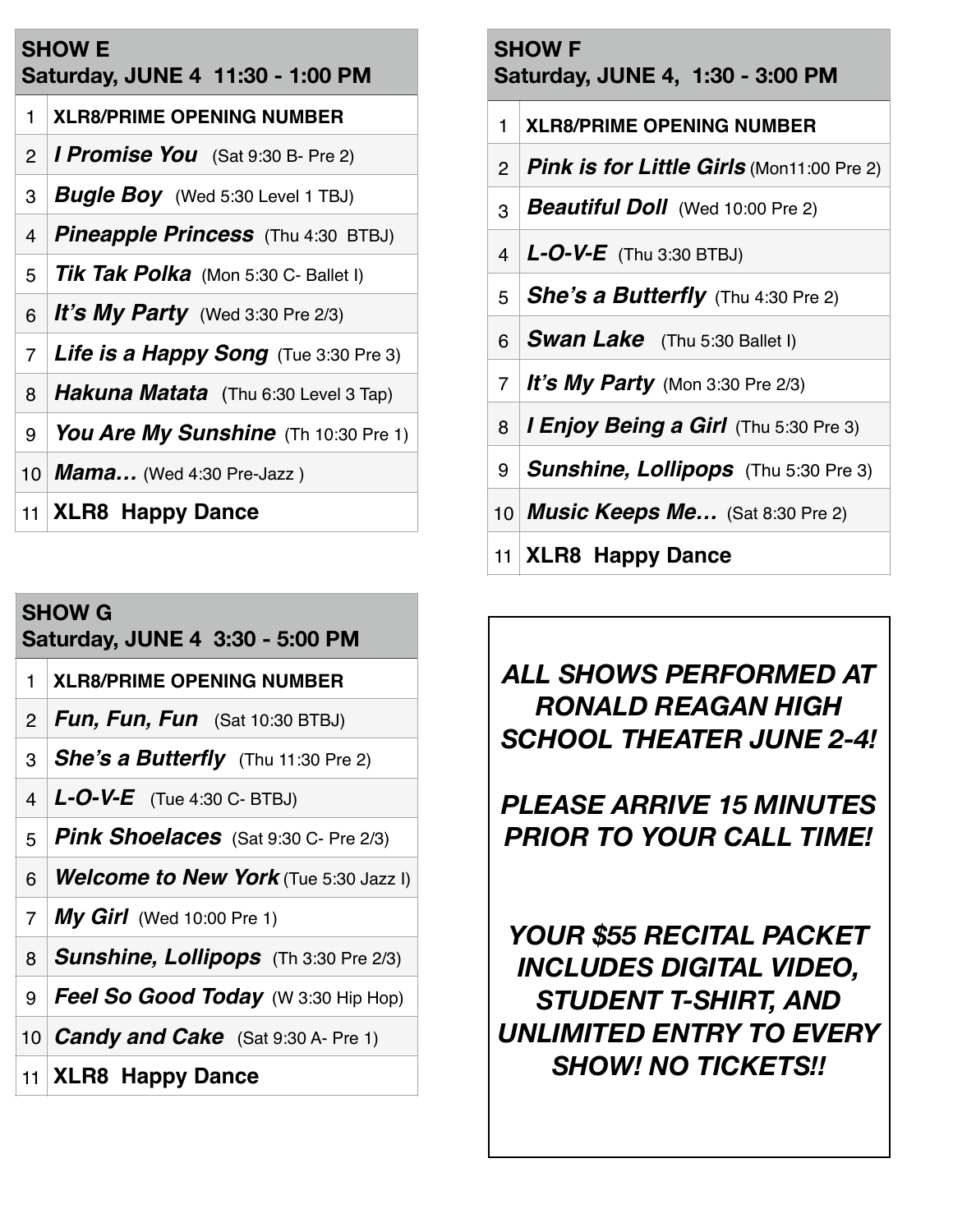## SHOW E
## Saturday, JUNE 4 11:30 - 1:00 PM

| | |
|---|---|
| 1 | **XLR8/PRIME OPENING NUMBER** |
| 2 | ***I Promise You*** (Sat 9:30 B- Pre 2) |
| 3 | ***Bugle Boy*** (Wed 5:30 Level 1 TBJ) |
| 4 | ***Pineapple Princess*** (Thu 4:30 BTBJ) |
| 5 | ***Tik Tak Polka*** (Mon 5:30 C- Ballet I) |
| 6 | ***It's My Party*** (Wed 3:30 Pre 2/3) |
| 7 | ***Life is a Happy Song*** (Tue 3:30 Pre 3) |
| 8 | ***Hakuna Matata*** (Thu 6:30 Level 3 Tap) |
| 9 | ***You Are My Sunshine*** (Th 10:30 Pre 1) |
| 10 | ***Mama…*** (Wed 4:30 Pre-Jazz ) |
| 11 | **XLR8 Happy Dance** |

## SHOW F
## Saturday, JUNE 4, 1:30 - 3:00 PM

| | |
|---|---|
| 1 | **XLR8/PRIME OPENING NUMBER** |
| 2 | ***Pink is for Little Girls*** (Mon11:00 Pre 2) |
| 3 | ***Beautiful Doll*** (Wed 10:00 Pre 2) |
| 4 | ***L-O-V-E*** (Thu 3:30 BTBJ) |
| 5 | ***She's a Butterfly*** (Thu 4:30 Pre 2) |
| 6 | ***Swan Lake*** (Thu 5:30 Ballet I) |
| 7 | ***It's My Party*** (Mon 3:30 Pre 2/3) |
| 8 | ***I Enjoy Being a Girl*** (Thu 5:30 Pre 3) |
| 9 | ***Sunshine, Lollipops*** (Thu 5:30 Pre 3) |
| 10 | ***Music Keeps Me…*** (Sat 8:30 Pre 2) |
| 11 | **XLR8 Happy Dance** |

## SHOW G
## Saturday, JUNE 4 3:30 - 5:00 PM

| | |
|---|---|
| 1 | **XLR8/PRIME OPENING NUMBER** |
| 2 | ***Fun, Fun, Fun*** (Sat 10:30 BTBJ) |
| 3 | ***She's a Butterfly*** (Thu 11:30 Pre 2) |
| 4 | ***L-O-V-E*** (Tue 4:30 C- BTBJ) |
| 5 | ***Pink Shoelaces*** (Sat 9:30 C- Pre 2/3) |
| 6 | ***Welcome to New York*** (Tue 5:30 Jazz I) |
| 7 | ***My Girl*** (Wed 10:00 Pre 1) |
| 8 | ***Sunshine, Lollipops*** (Th 3:30 Pre 2/3) |
| 9 | ***Feel So Good Today*** (W 3:30 Hip Hop) |
| 10 | ***Candy and Cake*** (Sat 9:30 A- Pre 1) |
| 11 | **XLR8 Happy Dance** |

***ALL SHOWS PERFORMED AT RONALD REAGAN HIGH SCHOOL THEATER JUNE 2-4!***

***PLEASE ARRIVE 15 MINUTES PRIOR TO YOUR CALL TIME!***

***YOUR $55 RECITAL PACKET INCLUDES DIGITAL VIDEO, STUDENT T-SHIRT, AND UNLIMITED ENTRY TO EVERY SHOW! NO TICKETS!!***